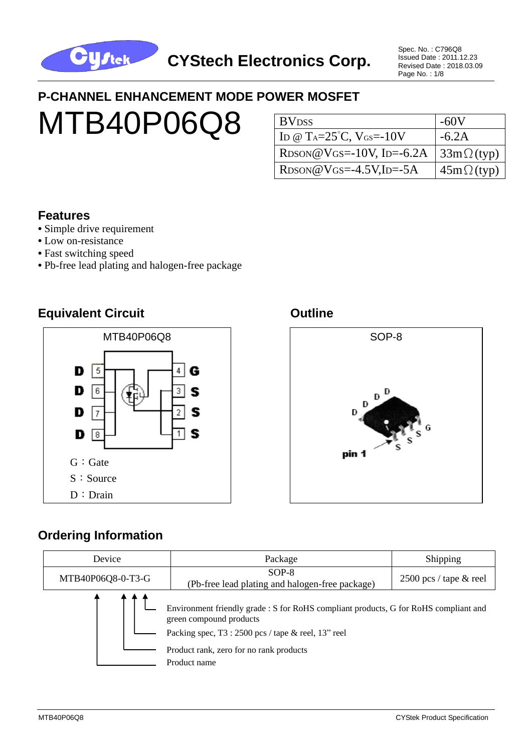P-CHANNEL ENHANCEMENT MODE POWER MOSFET

# MTB40P06Q8

| | |
|---|---|
| $BV_{DSS}$ | -60V |
| $I_D$ @ $T_A$=25°C, $V_{GS}$=-10V | -6.2A |
| $R_{DSON}$@$V_{GS}$=-10V, $I_D$=-6.2A | 33mΩ(typ) |
| $R_{DSON}$@$V_{GS}$=-4.5V,$I_D$=-5A | 45mΩ(typ) |

## Features

- Simple drive requirement
- Low on-resistance
- Fast switching speed
- Pb-free lead plating and halogen-free package

## Equivalent Circuit

MTB40P06Q8

D 5, D 6, D 7, D 8, G 4, S 3, S 2, S 1

G：Gate
S：Source
D：Drain

## Outline

SOP-8

## Ordering Information

| Device | Package | Shipping |
|---|---|---|
| MTB40P06Q8-0-T3-G | SOP-8 (Pb-free lead plating and halogen-free package) | 2500 pcs / tape & reel |

- Environment friendly grade : S for RoHS compliant products, G for RoHS compliant and green compound products
- Packing spec, T3 : 2500 pcs / tape & reel, 13" reel
- Product rank, zero for no rank products
- Product name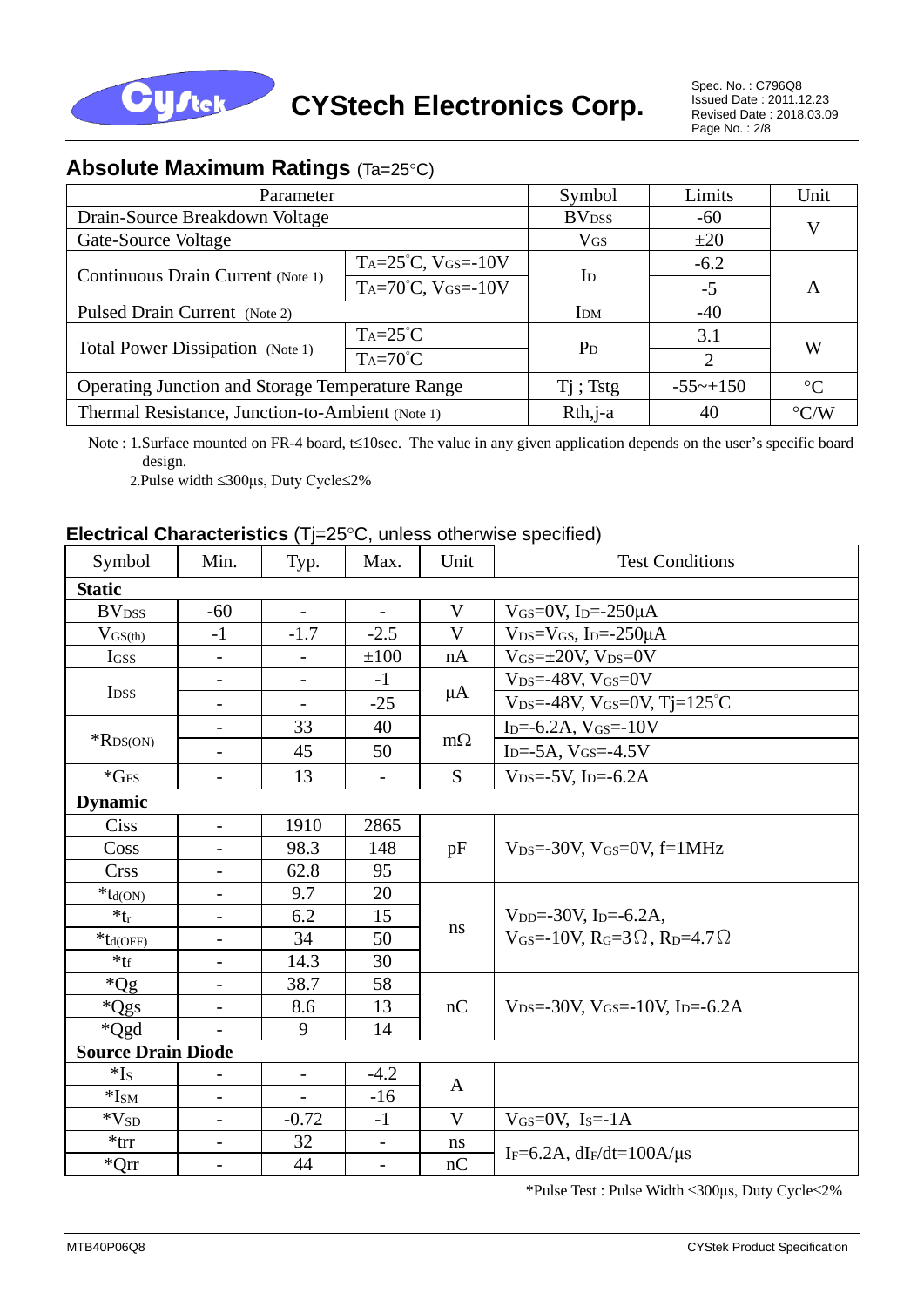## Absolute Maximum Ratings (Ta=25°C)

| Parameter | | Symbol | Limits | Unit |
|---|---|---|---|---|
| Drain-Source Breakdown Voltage | | $BV_{DSS}$ | -60 | V |
| Gate-Source Voltage | | $V_{GS}$ | ±20 | |
| Continuous Drain Current (Note 1) | $T_A$=25°C, $V_{GS}$=-10V | $I_D$ | -6.2 | A |
| | $T_A$=70°C, $V_{GS}$=-10V | | -5 | |
| Pulsed Drain Current (Note 2) | | $I_{DM}$ | -40 | |
| Total Power Dissipation (Note 1) | $T_A$=25°C | $P_D$ | 3.1 | W |
| | $T_A$=70°C | | 2 | |
| Operating Junction and Storage Temperature Range | | Tj ; Tstg | -55~+150 | °C |
| Thermal Resistance, Junction-to-Ambient (Note 1) | | Rth,j-a | 40 | °C/W |

Note : 1.Surface mounted on FR-4 board, t≤10sec. The value in any given application depends on the user's specific board design.

2.Pulse width ≤300μs, Duty Cycle≤2%

## Electrical Characteristics (Tj=25°C, unless otherwise specified)

| Symbol | Min. | Typ. | Max. | Unit | Test Conditions |
|---|---|---|---|---|---|
| **Static** | | | | | |
| $BV_{DSS}$ | -60 | - | - | V | $V_{GS}$=0V, $I_D$=-250μA |
| $V_{GS(th)}$ | -1 | -1.7 | -2.5 | V | $V_{DS}$=$V_{GS}$, $I_D$=-250μA |
| $I_{GSS}$ | - | - | ±100 | nA | $V_{GS}$=±20V, $V_{DS}$=0V |
| $I_{DSS}$ | - | - | -1 | μA | $V_{DS}$=-48V, $V_{GS}$=0V |
| | - | - | -25 | | $V_{DS}$=-48V, $V_{GS}$=0V, Tj=125°C |
| *$R_{DS(ON)}$ | - | 33 | 40 | mΩ | $I_D$=-6.2A, $V_{GS}$=-10V |
| | - | 45 | 50 | | $I_D$=-5A, $V_{GS}$=-4.5V |
| *$G_{FS}$ | - | 13 | - | S | $V_{DS}$=-5V, $I_D$=-6.2A |
| **Dynamic** | | | | | |
| Ciss | - | 1910 | 2865 | pF | $V_{DS}$=-30V, $V_{GS}$=0V, f=1MHz |
| Coss | - | 98.3 | 148 | | |
| Crss | - | 62.8 | 95 | | |
| *$t_{d(ON)}$ | - | 9.7 | 20 | ns | $V_{DD}$=-30V, $I_D$=-6.2A, $V_{GS}$=-10V, $R_G$=3Ω, $R_D$=4.7Ω |
| *$t_r$ | - | 6.2 | 15 | | |
| *$t_{d(OFF)}$ | - | 34 | 50 | | |
| *$t_f$ | - | 14.3 | 30 | | |
| *Qg | - | 38.7 | 58 | nC | $V_{DS}$=-30V, $V_{GS}$=-10V, $I_D$=-6.2A |
| *Qgs | - | 8.6 | 13 | | |
| *Qgd | - | 9 | 14 | | |
| **Source Drain Diode** | | | | | |
| *$I_S$ | - | - | -4.2 | A | |
| *$I_{SM}$ | - | - | -16 | | |
| *$V_{SD}$ | - | -0.72 | -1 | V | $V_{GS}$=0V, $I_S$=-1A |
| *trr | - | 32 | - | ns | $I_F$=6.2A, $dI_F/dt$=100A/μs |
| *Qrr | - | 44 | - | nC | |

*Pulse Test : Pulse Width ≤300μs, Duty Cycle≤2%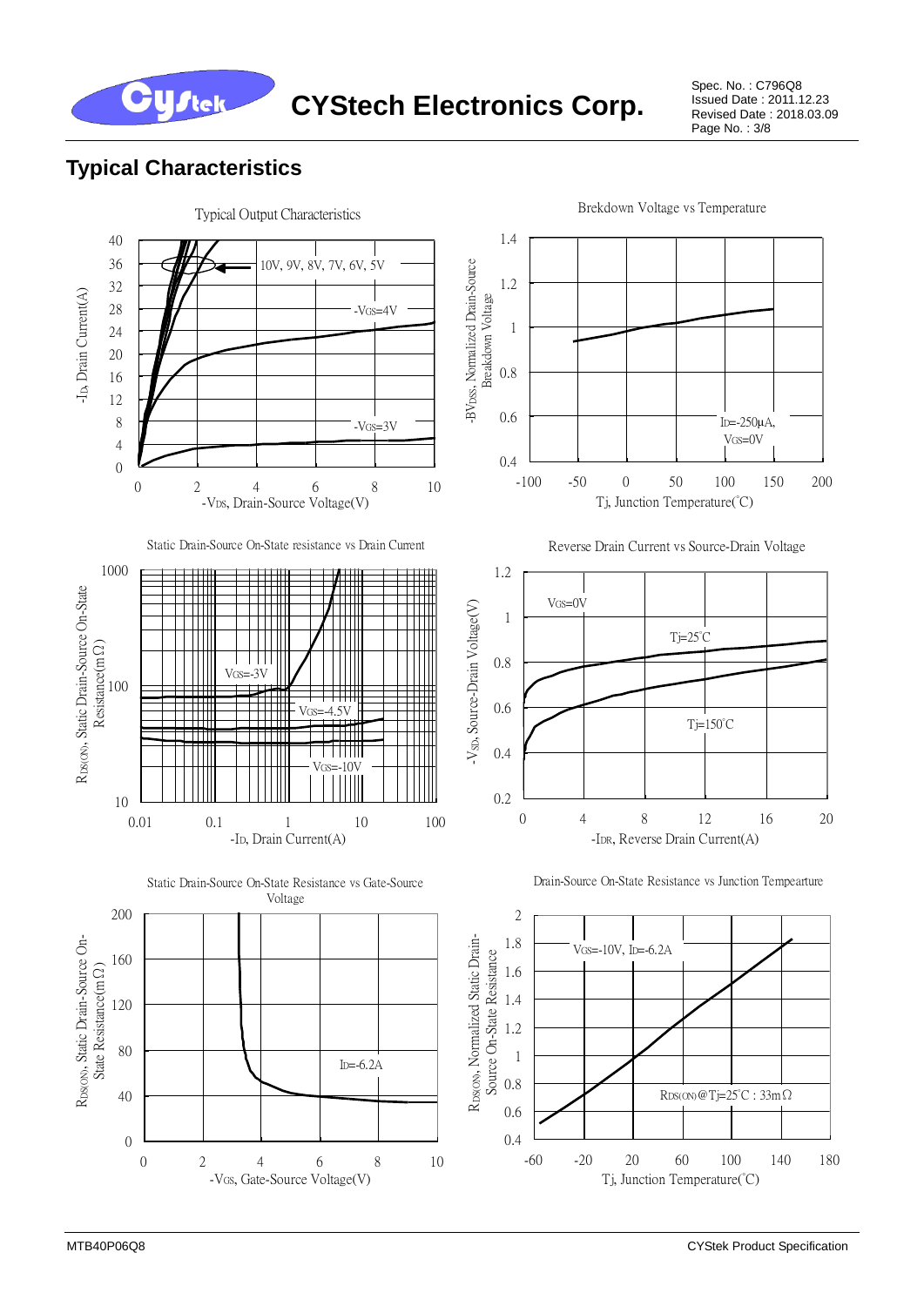## Typical Characteristics

Typical Output Characteristics

10V, 9V, 8V, 7V, 6V, 5V

$-V_{GS}$=4V

$-V_{GS}$=3V

$-I_D$, Drain Current(A)

$-V_{DS}$, Drain-Source Voltage(V)

Brekdown Voltage vs Temperature

$-BV_{DSS}$, Normalized Drain-Source Breakdown Voltage

$I_D$=-250μA, $V_{GS}$=0V

Tj, Junction Temperature(°C)

Static Drain-Source On-State resistance vs Drain Current

$R_{DS(ON)}$, Static Drain-Source On-State Resistance(mΩ)

$V_{GS}$=-3V

$V_{GS}$=-4.5V

$V_{GS}$=-10V

$-I_D$, Drain Current(A)

Reverse Drain Current vs Source-Drain Voltage

$V_{GS}$=0V

Tj=25°C

Tj=150°C

$-V_{SD}$, Source-Drain Voltage(V)

$-I_{DR}$, Reverse Drain Current(A)

Static Drain-Source On-State Resistance vs Gate-Source Voltage

$R_{DS(ON)}$, Static Drain-Source On-State Resistance(mΩ)

$I_D$=-6.2A

$-V_{GS}$, Gate-Source Voltage(V)

Drain-Source On-State Resistance vs Junction Tempearture

$R_{DS(ON)}$, Normalized Static Drain-Source On-State Resistance

$V_{GS}$=-10V, $I_D$=-6.2A

$R_{DS(ON)}$@Tj=25°C : 33mΩ

Tj, Junction Temperature(°C)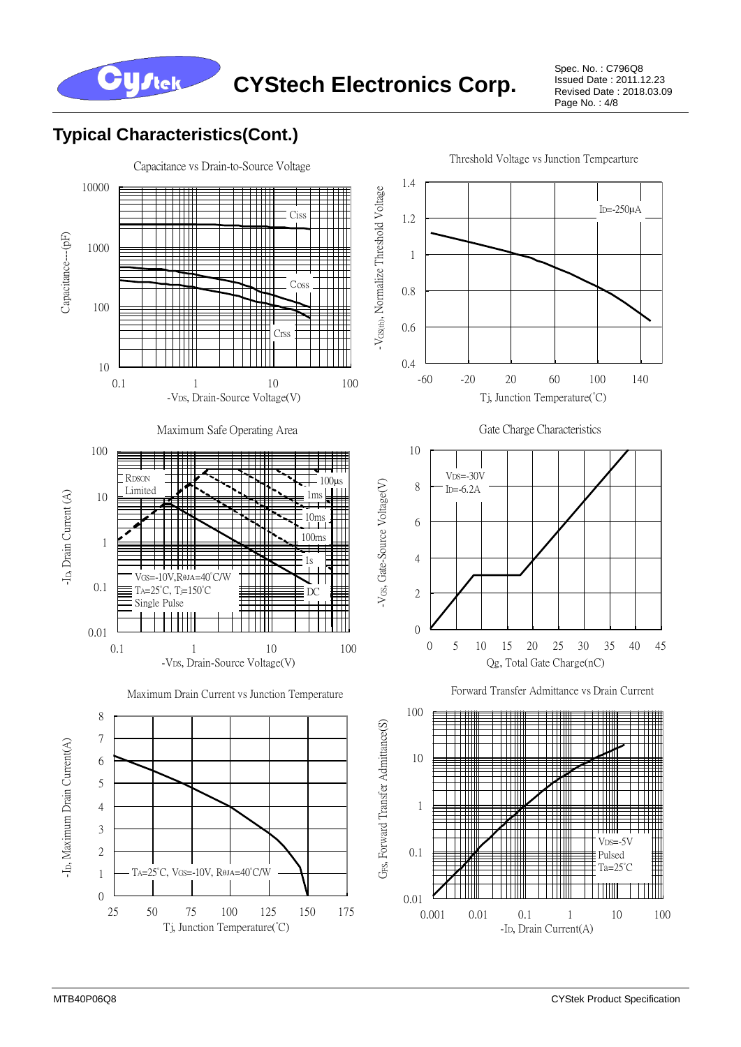## Typical Characteristics(Cont.)

Capacitance vs Drain-to-Source Voltage

Ciss

Coss

Crss

Capacitance---(pF)

$-V_{DS}$, Drain-Source Voltage(V)

Threshold Voltage vs Junction Tempearture

$I_D$=-250μA

$-V_{GS(th)}$, Normalize Threshold Voltage

Tj, Junction Temperature(°C)

Maximum Safe Operating Area

RDSON Limited

100μs

1ms

10ms

100ms

1s

DC

$V_{GS}$=-10V,$R_{\theta JA}$=40°C/W

$T_A$=25°C, $T_J$=150°C

Single Pulse

$-I_D$, Drain Current (A)

$-V_{DS}$, Drain-Source Voltage(V)

Gate Charge Characteristics

$V_{DS}$=-30V

$I_D$=-6.2A

$-V_{GS}$, Gate-Source Voltage(V)

Qg, Total Gate Charge(nC)

Maximum Drain Current vs Junction Temperature

$T_A$=25°C, $V_{GS}$=-10V, $R_{\theta JA}$=40°C/W

$-I_D$, Maximum Drain Current(A)

Tj, Junction Temperature(°C)

Forward Transfer Admittance vs Drain Current

$V_{DS}$=-5V

Pulsed

Ta=25°C

$G_{FS}$, Forward Transfer Admittance(S)

$-I_D$, Drain Current(A)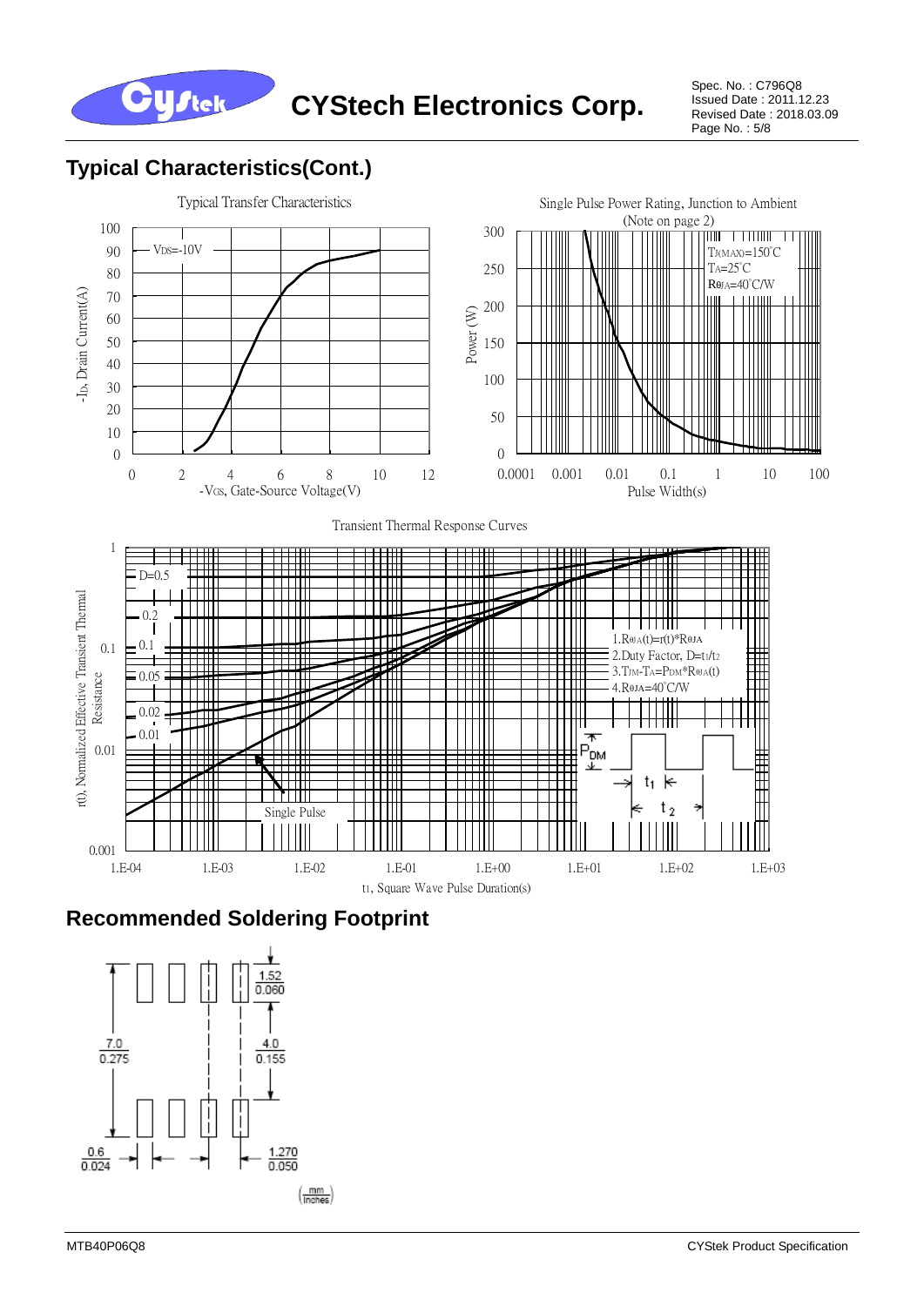## Typical Characteristics(Cont.)

Typical Transfer Characteristics

$V_{DS}$=-10V

$-I_D$, Drain Current(A)

$-V_{GS}$, Gate-Source Voltage(V)

Single Pulse Power Rating, Junction to Ambient (Note on page 2)

$T_{J(MAX)}$=150°C
$T_A$=25°C
$R_{\theta JA}$=40°C/W

Power (W)

Pulse Width(s)

Transient Thermal Response Curves

D=0.5, 0.2, 0.1, 0.05, 0.02, 0.01, Single Pulse

1. $R_{\theta JA}(t)=r(t)*R_{\theta JA}$
2. Duty Factor, $D=t_1/t_2$
3. $T_{JM}-T_A=P_{DM}*R_{\theta JA}(t)$
4. $R_{\theta JA}$=40°C/W

$P_{DM}$, $t_1$, $t_2$

r(t), Normalized Effective Transient Thermal Resistance

$t_1$, Square Wave Pulse Duration(s)

## Recommended Soldering Footprint

1.52 / 0.060

7.0 / 0.275

4.0 / 0.155

0.6 / 0.024

1.270 / 0.050

(mm / Inches)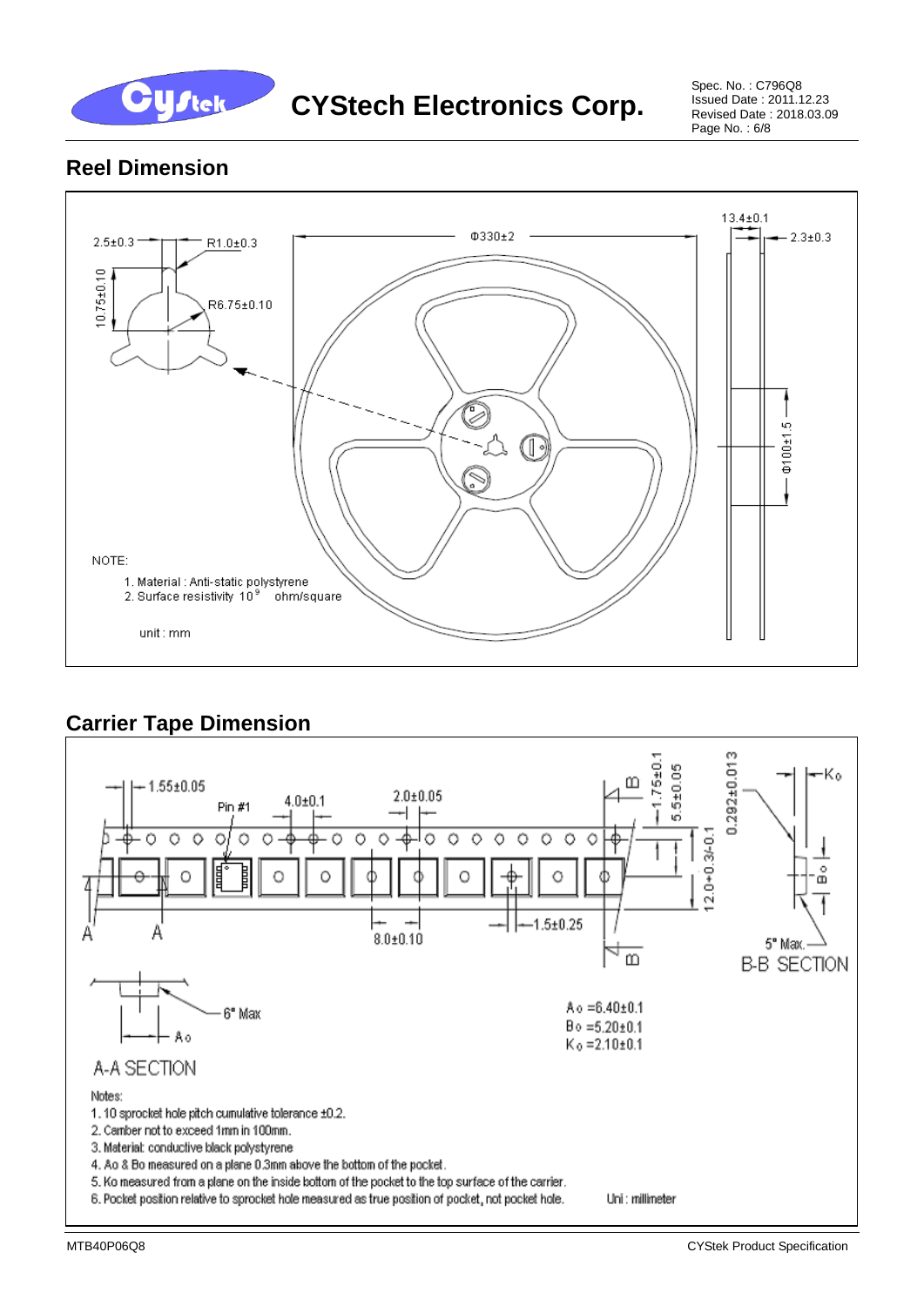## Reel Dimension

2.5±0.3

R1.0±0.3

10.75±0.10

R6.75±0.10

Φ330±2

13.4±0.1

2.3±0.3

Φ100±1.5

NOTE:

1. Material : Anti-static polystyrene
2. Surface resistivity $10^9$ ohm/square

unit : mm

## Carrier Tape Dimension

1.55±0.05

Pin #1

4.0±0.1

2.0±0.05

1.75±0.1

5.5±0.05

0.292±0.013

$K_o$

12.0+0.3/-0.1

8.0±0.10

1.5±0.25

$B_o$

5° Max.

B-B SECTION

6° Max

$A_o$

A-A SECTION

$A_o$ =6.40±0.1
$B_o$ =5.20±0.1
$K_o$ =2.10±0.1

Notes:

1. 10 sprocket hole pitch cumulative tolerance ±0.2.
2. Camber not to exceed 1mm in 100mm.
3. Material: conductive black polystyrene
4. Ao & Bo measured on a plane 0.3mm above the bottom of the pocket.
5. Ko measured from a plane on the inside bottom of the pocket to the top surface of the carrier.
6. Pocket position relative to sprocket hole measured as true position of pocket, not pocket hole.

Uni : millimeter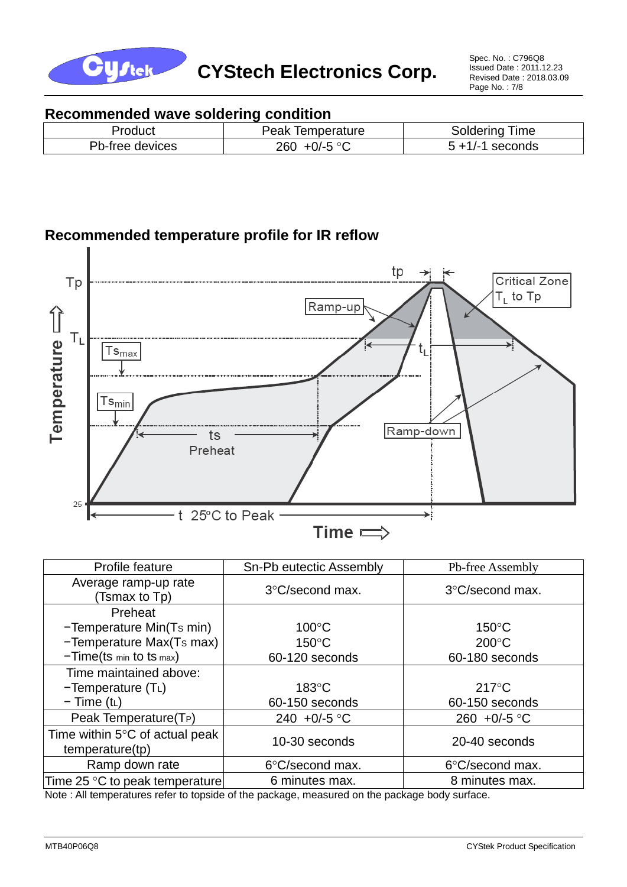## Recommended wave soldering condition

| Product | Peak Temperature | Soldering Time |
|---|---|---|
| Pb-free devices | 260 +0/-5 °C | 5 +1/-1 seconds |

## Recommended temperature profile for IR reflow

| Profile feature | Sn-Pb eutectic Assembly | Pb-free Assembly |
|---|---|---|
| Average ramp-up rate (Tsmax to Tp) | 3°C/second max. | 3°C/second max. |
| Preheat<br>−Temperature Min($T_{S}$ min)<br>−Temperature Max($T_{S}$ max)<br>−Time($ts_{min}$ to $ts_{max}$) | <br>100°C<br>150°C<br>60-120 seconds | <br>150°C<br>200°C<br>60-180 seconds |
| Time maintained above:<br>−Temperature ($T_L$)<br>− Time ($t_L$) | <br>183°C<br>60-150 seconds | <br>217°C<br>60-150 seconds |
| Peak Temperature($T_P$) | 240 +0/-5 °C | 260 +0/-5 °C |
| Time within 5°C of actual peak temperature(tp) | 10-30 seconds | 20-40 seconds |
| Ramp down rate | 6°C/second max. | 6°C/second max. |
| Time 25 °C to peak temperature | 6 minutes max. | 8 minutes max. |

Note : All temperatures refer to topside of the package, measured on the package body surface.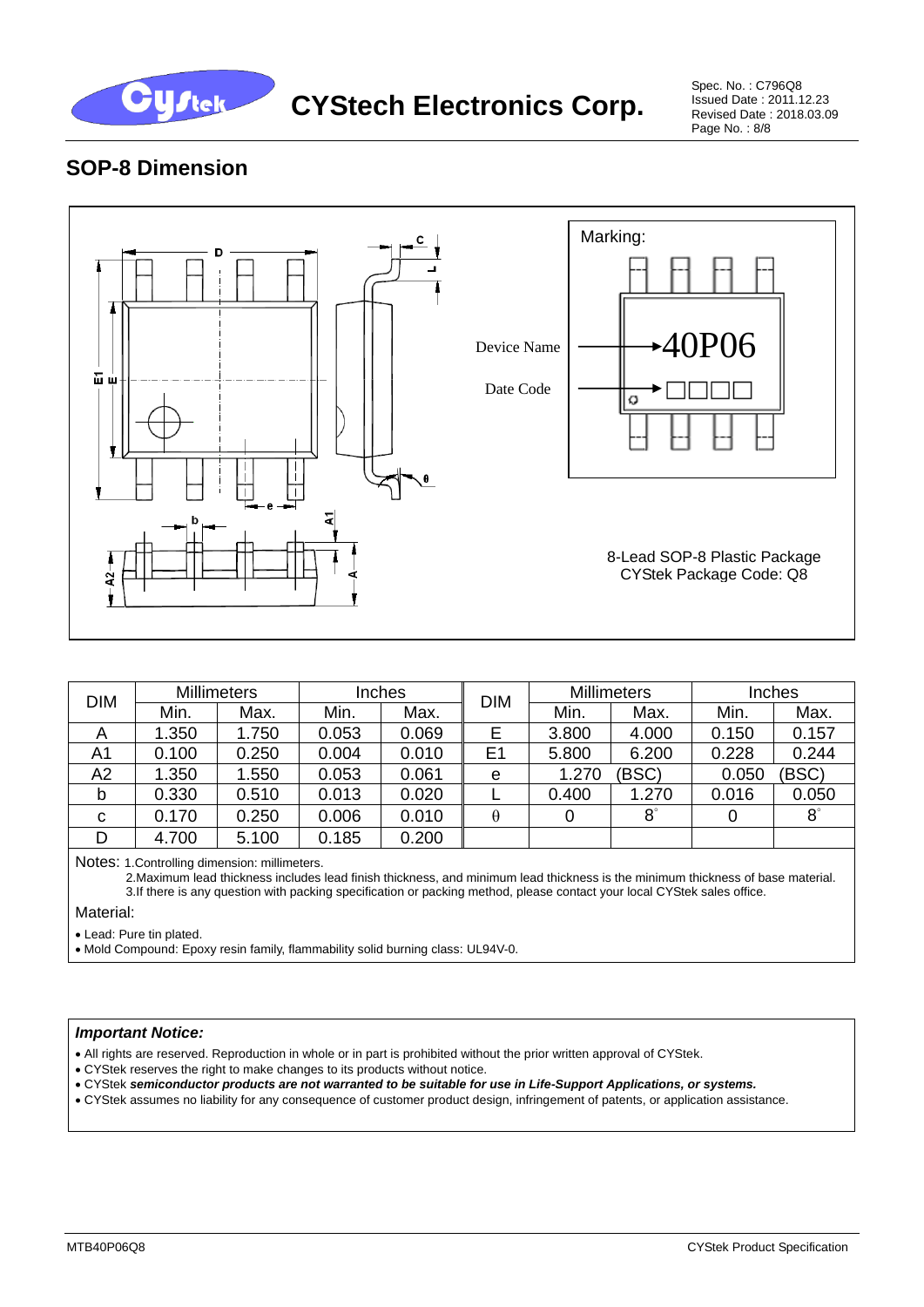## SOP-8 Dimension

Marking:

Device Name

Date Code

40P06

8-Lead SOP-8 Plastic Package
CYStek Package Code: Q8

| DIM | Millimeters | | Inches | | DIM | Millimeters | | Inches | |
|---|---|---|---|---|---|---|---|---|---|
| | Min. | Max. | Min. | Max. | | Min. | Max. | Min. | Max. |
| A | 1.350 | 1.750 | 0.053 | 0.069 | E | 3.800 | 4.000 | 0.150 | 0.157 |
| A1 | 0.100 | 0.250 | 0.004 | 0.010 | E1 | 5.800 | 6.200 | 0.228 | 0.244 |
| A2 | 1.350 | 1.550 | 0.053 | 0.061 | e | 1.270 | (BSC) | 0.050 | (BSC) |
| b | 0.330 | 0.510 | 0.013 | 0.020 | L | 0.400 | 1.270 | 0.016 | 0.050 |
| c | 0.170 | 0.250 | 0.006 | 0.010 | θ | 0 | 8° | 0 | 8° |
| D | 4.700 | 5.100 | 0.185 | 0.200 | | | | | |

Notes: 1.Controlling dimension: millimeters.
2.Maximum lead thickness includes lead finish thickness, and minimum lead thickness is the minimum thickness of base material.
3.If there is any question with packing specification or packing method, please contact your local CYStek sales office.

Material:

- Lead: Pure tin plated.
- Mold Compound: Epoxy resin family, flammability solid burning class: UL94V-0.

***Important Notice:***

- All rights are reserved. Reproduction in whole or in part is prohibited without the prior written approval of CYStek.
- CYStek reserves the right to make changes to its products without notice.
- CYStek ***semiconductor products are not warranted to be suitable for use in Life-Support Applications, or systems.***
- CYStek assumes no liability for any consequence of customer product design, infringement of patents, or application assistance.